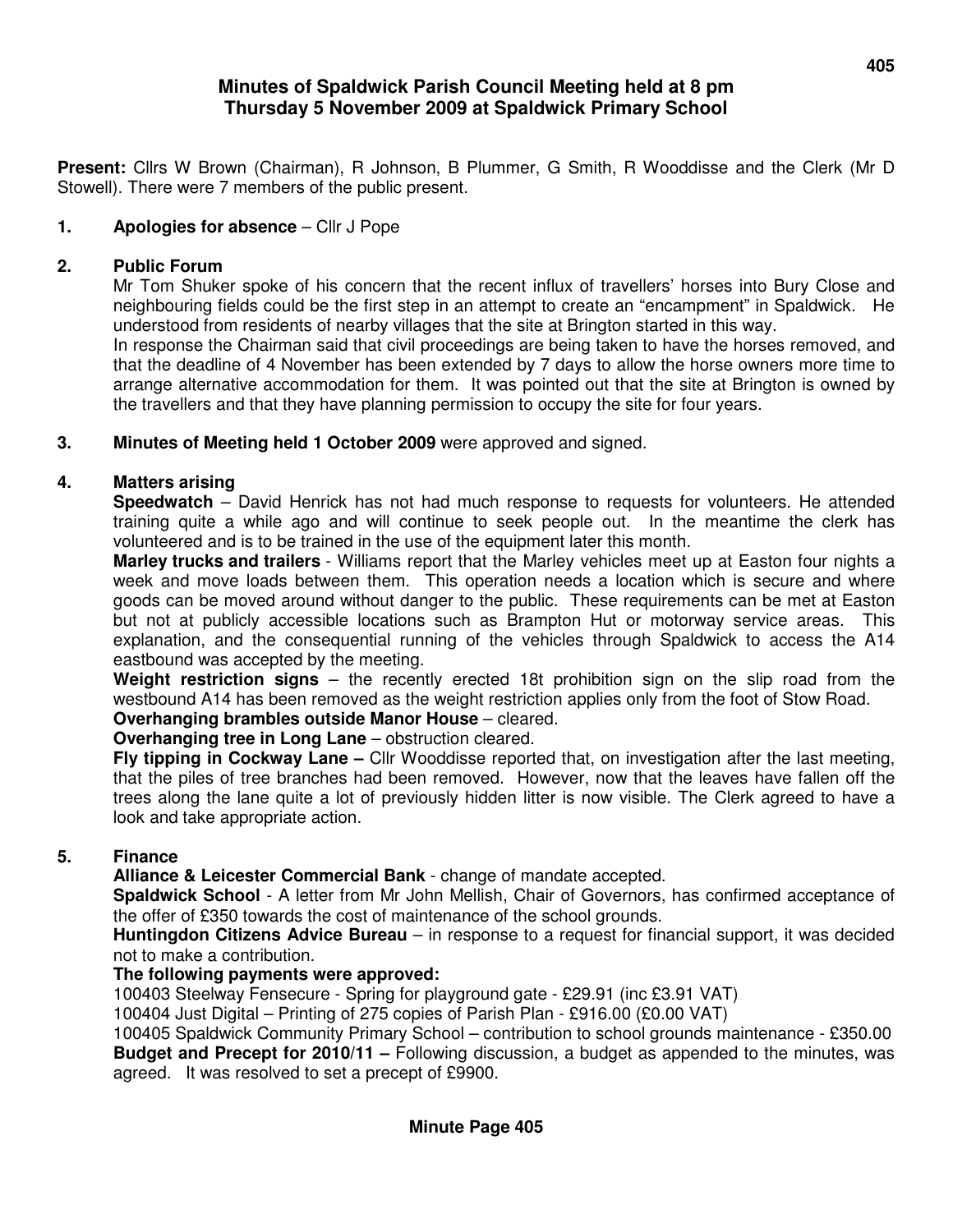# Minutes of Spaldwick Parish Council Meeting held at 8 pm Thursday 5 November 2009 at Spaldwick Primary School

**Present:** Cllrs W Brown (Chairman), R Johnson, B Plummer, G Smith, R Wooddisse and the Clerk (Mr D Stowell). There were 7 members of the public present.

**1. Apologies for absence** – Cllr J Pope

**2. Public Forum**

Mr Tom Shuker spoke of his concern that the recent influx of travellers' horses into Bury Close and neighbouring fields could be the first step in an attempt to create an "encampment" in Spaldwick. He understood from residents of nearby villages that the site at Brington started in this way.

In response the Chairman said that civil proceedings are being taken to have the horses removed, and that the deadline of 4 November has been extended by 7 days to allow the horse owners more time to arrange alternative accommodation for them. It was pointed out that the site at Brington is owned by the travellers and that they have planning permission to occupy the site for four years.

**3. Minutes of Meeting held 1 October 2009** were approved and signed.

**4. Matters arising**

**Speedwatch** – David Henrick has not had much response to requests for volunteers. He attended training quite a while ago and will continue to seek people out. In the meantime the clerk has volunteered and is to be trained in the use of the equipment later this month.

**Marley trucks and trailers** - Williams report that the Marley vehicles meet up at Easton four nights a week and move loads between them. This operation needs a location which is secure and where goods can be moved around without danger to the public. These requirements can be met at Easton but not at publicly accessible locations such as Brampton Hut or motorway service areas. This explanation, and the consequential running of the vehicles through Spaldwick to access the A14 eastbound was accepted by the meeting.

**Weight restriction signs** – the recently erected 18t prohibition sign on the slip road from the westbound A14 has been removed as the weight restriction applies only from the foot of Stow Road.

**Overhanging brambles outside Manor House** – cleared.

**Overhanging tree in Long Lane** – obstruction cleared.

**Fly tipping in Cockway Lane –** Cllr Wooddisse reported that, on investigation after the last meeting, that the piles of tree branches had been removed. However, now that the leaves have fallen off the trees along the lane quite a lot of previously hidden litter is now visible. The Clerk agreed to have a look and take appropriate action.

**5. Finance**

**Alliance & Leicester Commercial Bank** - change of mandate accepted.

**Spaldwick School** - A letter from Mr John Mellish, Chair of Governors, has confirmed acceptance of the offer of £350 towards the cost of maintenance of the school grounds.

**Huntingdon Citizens Advice Bureau** – in response to a request for financial support, it was decided not to make a contribution.

**The following payments were approved:**

100403 Steelway Fensecure - Spring for playground gate - £29.91 (inc £3.91 VAT)

100404 Just Digital – Printing of 275 copies of Parish Plan - £916.00 (£0.00 VAT)

100405 Spaldwick Community Primary School – contribution to school grounds maintenance - £350.00

**Budget and Precept for 2010/11 –** Following discussion, a budget as appended to the minutes, was agreed. It was resolved to set a precept of £9900.

**Minute Page 405**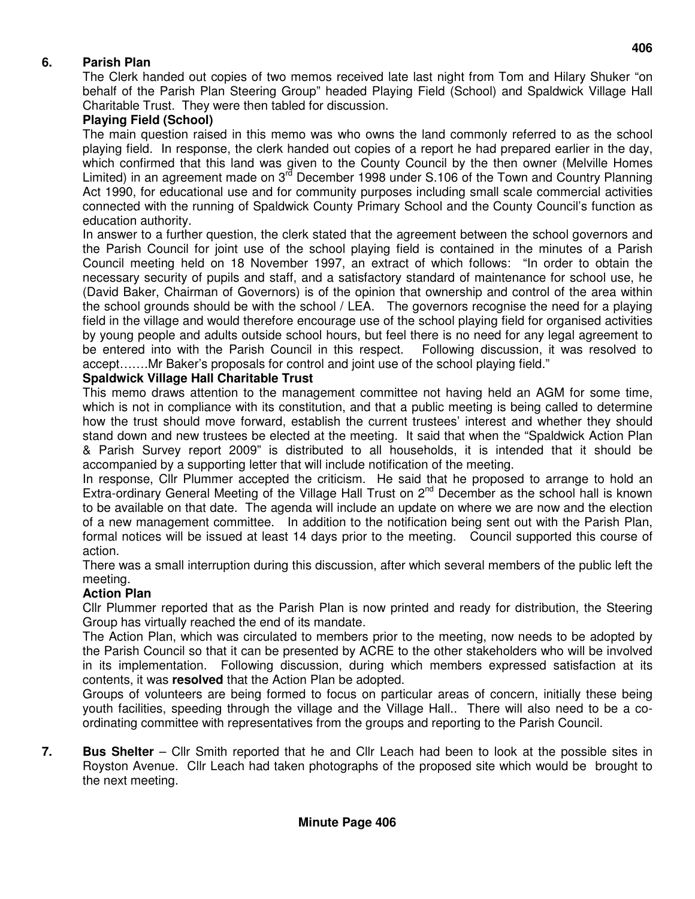## 6. Parish Plan

The Clerk handed out copies of two memos received late last night from Tom and Hilary Shuker "on behalf of the Parish Plan Steering Group" headed Playing Field (School) and Spaldwick Village Hall Charitable Trust. They were then tabled for discussion.

### Playing Field (School)

The main question raised in this memo was who owns the land commonly referred to as the school playing field. In response, the clerk handed out copies of a report he had prepared earlier in the day, which confirmed that this land was given to the County Council by the then owner (Melville Homes Limited) in an agreement made on 3rd December 1998 under S.106 of the Town and Country Planning Act 1990, for educational use and for community purposes including small scale commercial activities connected with the running of Spaldwick County Primary School and the County Council's function as education authority.

In answer to a further question, the clerk stated that the agreement between the school governors and the Parish Council for joint use of the school playing field is contained in the minutes of a Parish Council meeting held on 18 November 1997, an extract of which follows: "In order to obtain the necessary security of pupils and staff, and a satisfactory standard of maintenance for school use, he (David Baker, Chairman of Governors) is of the opinion that ownership and control of the area within the school grounds should be with the school / LEA. The governors recognise the need for a playing field in the village and would therefore encourage use of the school playing field for organised activities by young people and adults outside school hours, but feel there is no need for any legal agreement to be entered into with the Parish Council in this respect. Following discussion, it was resolved to accept…….Mr Baker's proposals for control and joint use of the school playing field."

### Spaldwick Village Hall Charitable Trust

This memo draws attention to the management committee not having held an AGM for some time, which is not in compliance with its constitution, and that a public meeting is being called to determine how the trust should move forward, establish the current trustees' interest and whether they should stand down and new trustees be elected at the meeting. It said that when the "Spaldwick Action Plan & Parish Survey report 2009" is distributed to all households, it is intended that it should be accompanied by a supporting letter that will include notification of the meeting.

In response, Cllr Plummer accepted the criticism. He said that he proposed to arrange to hold an Extra-ordinary General Meeting of the Village Hall Trust on 2nd December as the school hall is known to be available on that date. The agenda will include an update on where we are now and the election of a new management committee. In addition to the notification being sent out with the Parish Plan, formal notices will be issued at least 14 days prior to the meeting. Council supported this course of action.

There was a small interruption during this discussion, after which several members of the public left the meeting.

### Action Plan

Cllr Plummer reported that as the Parish Plan is now printed and ready for distribution, the Steering Group has virtually reached the end of its mandate.

The Action Plan, which was circulated to members prior to the meeting, now needs to be adopted by the Parish Council so that it can be presented by ACRE to the other stakeholders who will be involved in its implementation. Following discussion, during which members expressed satisfaction at its contents, it was **resolved** that the Action Plan be adopted.

Groups of volunteers are being formed to focus on particular areas of concern, initially these being youth facilities, speeding through the village and the Village Hall.. There will also need to be a co-ordinating committee with representatives from the groups and reporting to the Parish Council.

## 7. Bus Shelter

**Bus Shelter** – Cllr Smith reported that he and Cllr Leach had been to look at the possible sites in Royston Avenue. Cllr Leach had taken photographs of the proposed site which would be brought to the next meeting.

**Minute Page 406**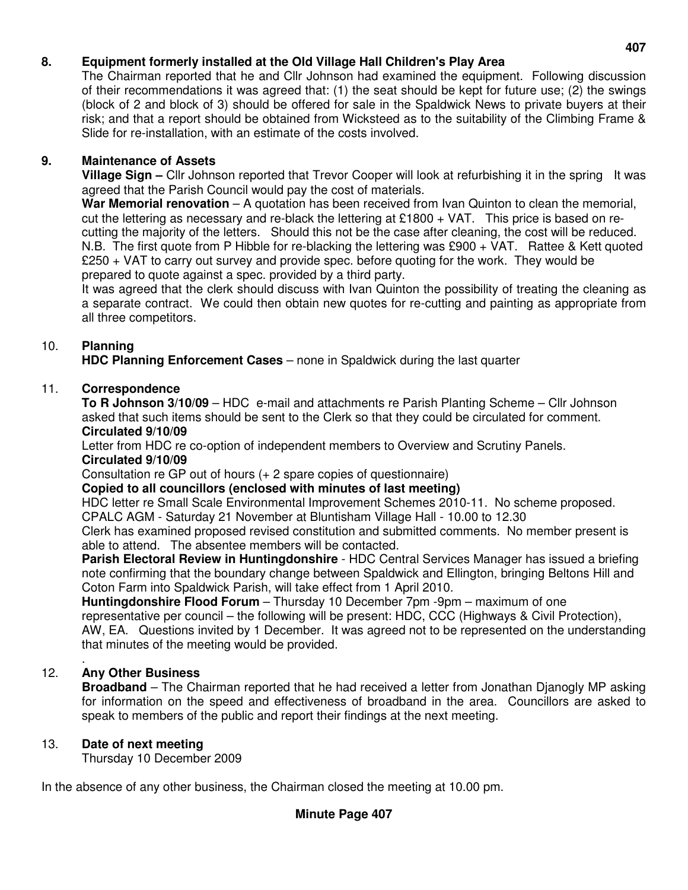## 8. Equipment formerly installed at the Old Village Hall Children's Play Area

The Chairman reported that he and Cllr Johnson had examined the equipment. Following discussion of their recommendations it was agreed that: (1) the seat should be kept for future use; (2) the swings (block of 2 and block of 3) should be offered for sale in the Spaldwick News to private buyers at their risk; and that a report should be obtained from Wicksteed as to the suitability of the Climbing Frame & Slide for re-installation, with an estimate of the costs involved.

## 9. Maintenance of Assets

**Village Sign –** Cllr Johnson reported that Trevor Cooper will look at refurbishing it in the spring It was agreed that the Parish Council would pay the cost of materials.

**War Memorial renovation** – A quotation has been received from Ivan Quinton to clean the memorial, cut the lettering as necessary and re-black the lettering at £1800 + VAT. This price is based on re-cutting the majority of the letters. Should this not be the case after cleaning, the cost will be reduced. N.B. The first quote from P Hibble for re-blacking the lettering was £900 + VAT. Rattee & Kett quoted £250 + VAT to carry out survey and provide spec. before quoting for the work. They would be prepared to quote against a spec. provided by a third party.

It was agreed that the clerk should discuss with Ivan Quinton the possibility of treating the cleaning as a separate contract. We could then obtain new quotes for re-cutting and painting as appropriate from all three competitors.

## 10. Planning

**HDC Planning Enforcement Cases** – none in Spaldwick during the last quarter

## 11. Correspondence

**To R Johnson 3/10/09** – HDC e-mail and attachments re Parish Planting Scheme – Cllr Johnson asked that such items should be sent to the Clerk so that they could be circulated for comment.

**Circulated 9/10/09**

Letter from HDC re co-option of independent members to Overview and Scrutiny Panels.

**Circulated 9/10/09**

Consultation re GP out of hours (+ 2 spare copies of questionnaire)

**Copied to all councillors (enclosed with minutes of last meeting)**

HDC letter re Small Scale Environmental Improvement Schemes 2010-11. No scheme proposed.

CPALC AGM - Saturday 21 November at Bluntisham Village Hall - 10.00 to 12.30

Clerk has examined proposed revised constitution and submitted comments. No member present is able to attend. The absentee members will be contacted.

**Parish Electoral Review in Huntingdonshire** - HDC Central Services Manager has issued a briefing note confirming that the boundary change between Spaldwick and Ellington, bringing Beltons Hill and Coton Farm into Spaldwick Parish, will take effect from 1 April 2010.

**Huntingdonshire Flood Forum** – Thursday 10 December 7pm -9pm – maximum of one representative per council – the following will be present: HDC, CCC (Highways & Civil Protection), AW, EA. Questions invited by 1 December. It was agreed not to be represented on the understanding that minutes of the meeting would be provided.

## 12. Any Other Business

**Broadband** – The Chairman reported that he had received a letter from Jonathan Djanogly MP asking for information on the speed and effectiveness of broadband in the area. Councillors are asked to speak to members of the public and report their findings at the next meeting.

## 13. Date of next meeting

Thursday 10 December 2009

In the absence of any other business, the Chairman closed the meeting at 10.00 pm.

**Minute Page 407**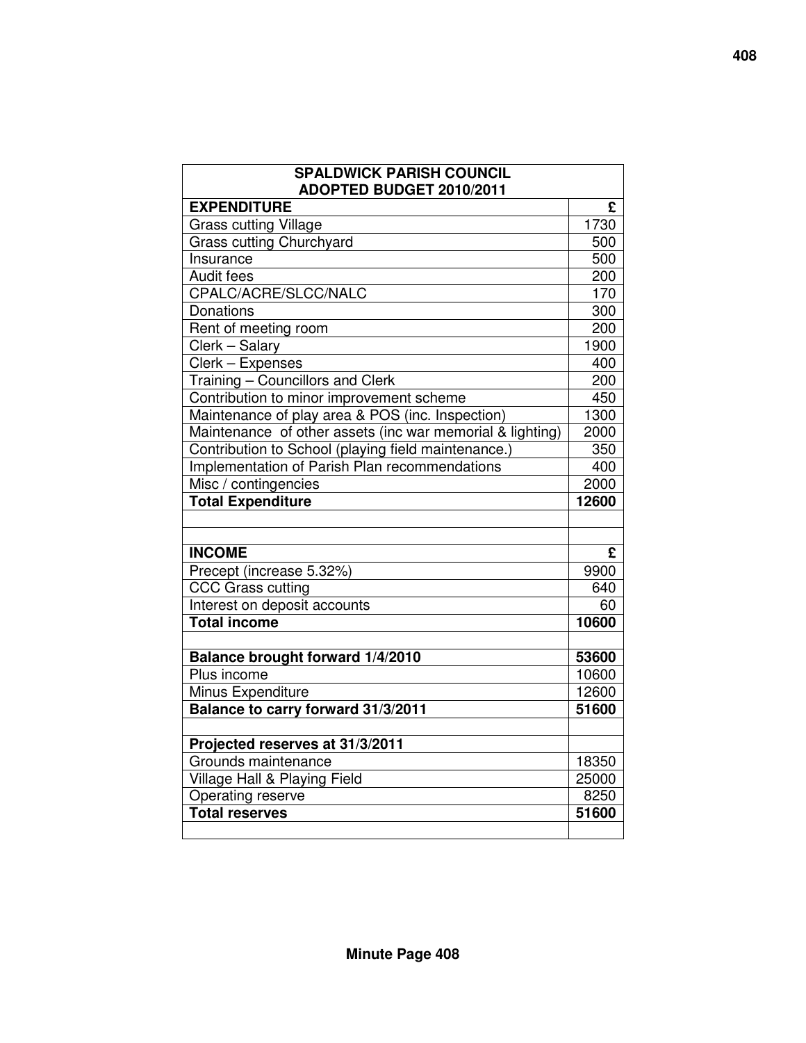| SPALDWICK PARISH COUNCIL<br>ADOPTED BUDGET 2010/2011 | |
|---|---|
| **EXPENDITURE** | **£** |
| Grass cutting Village | 1730 |
| Grass cutting Churchyard | 500 |
| Insurance | 500 |
| Audit fees | 200 |
| CPALC/ACRE/SLCC/NALC | 170 |
| Donations | 300 |
| Rent of meeting room | 200 |
| Clerk – Salary | 1900 |
| Clerk – Expenses | 400 |
| Training – Councillors and Clerk | 200 |
| Contribution to minor improvement scheme | 450 |
| Maintenance of play area & POS (inc. Inspection) | 1300 |
| Maintenance of other assets (inc war memorial & lighting) | 2000 |
| Contribution to School (playing field maintenance.) | 350 |
| Implementation of Parish Plan recommendations | 400 |
| Misc / contingencies | 2000 |
| **Total Expenditure** | **12600** |
| | |
| | |
| **INCOME** | **£** |
| Precept (increase 5.32%) | 9900 |
| CCC Grass cutting | 640 |
| Interest on deposit accounts | 60 |
| **Total income** | **10600** |
| | |
| **Balance brought forward 1/4/2010** | **53600** |
| Plus income | 10600 |
| Minus Expenditure | 12600 |
| **Balance to carry forward 31/3/2011** | **51600** |
| | |
| **Projected reserves at 31/3/2011** | |
| Grounds maintenance | 18350 |
| Village Hall & Playing Field | 25000 |
| Operating reserve | 8250 |
| **Total reserves** | **51600** |
| | |

**Minute Page 408**